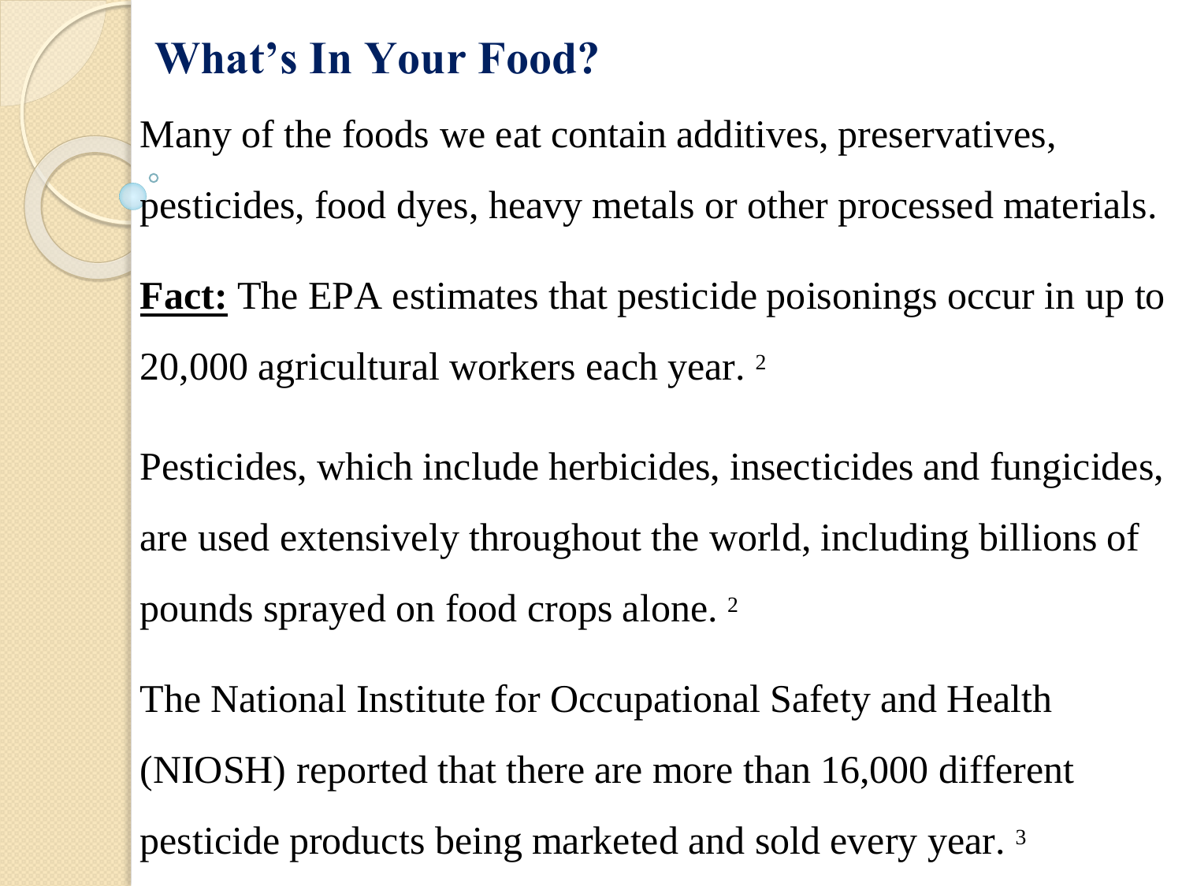# What's In Your Food?

Many of the foods we eat contain additives, preservatives, pesticides, food dyes, heavy metals or other processed materials.

**Fact:** The EPA estimates that pesticide poisonings occur in up to 20,000 agricultural workers each year. [2]

Pesticides, which include herbicides, insecticides and fungicides, are used extensively throughout the world, including billions of pounds sprayed on food crops alone. [2]

The National Institute for Occupational Safety and Health (NIOSH) reported that there are more than 16,000 different pesticide products being marketed and sold every year. [3]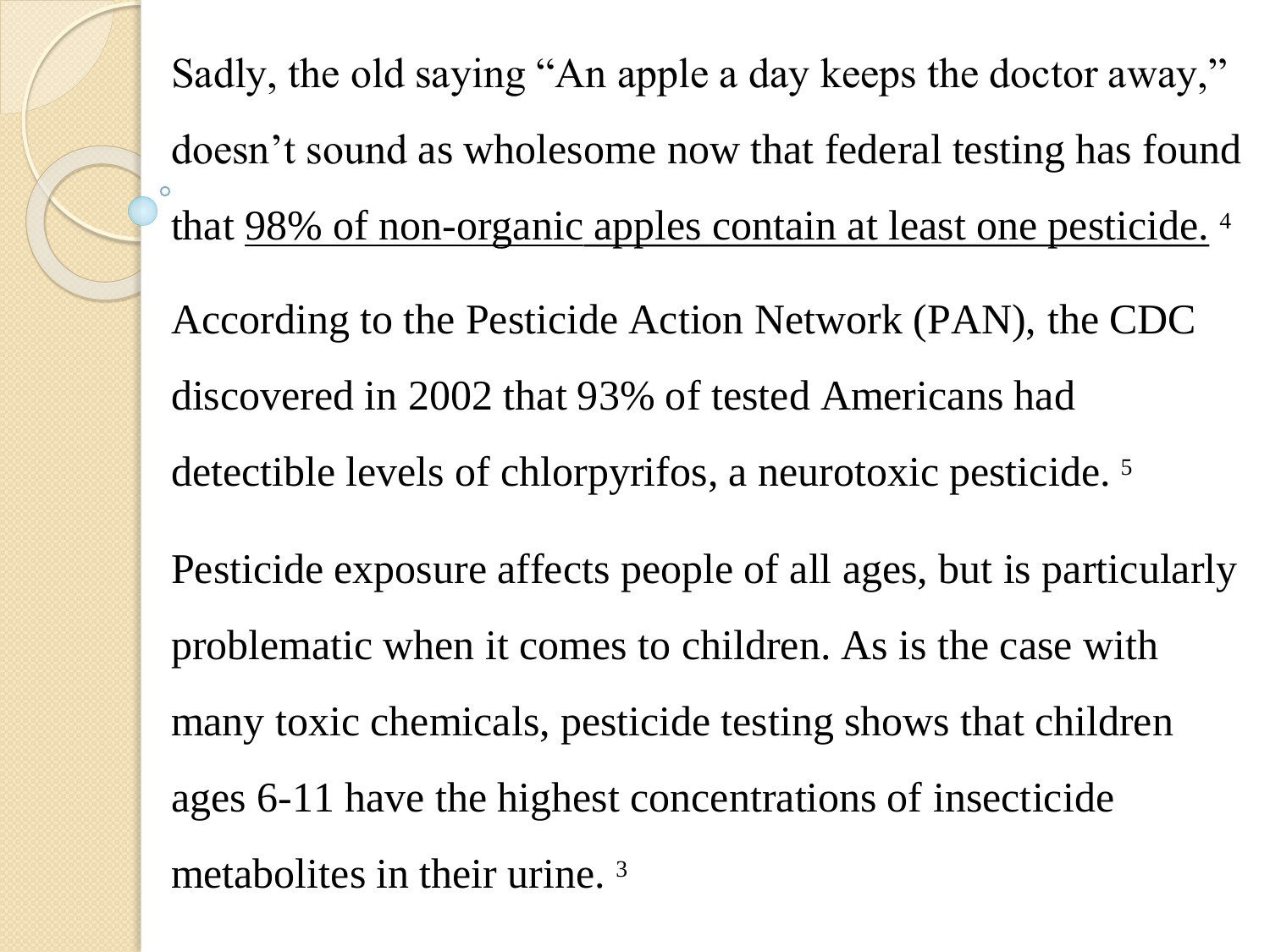Sadly, the old saying "An apple a day keeps the doctor away," doesn't sound as wholesome now that federal testing has found that 98% of non-organic apples contain at least one pesticide. [4]

According to the Pesticide Action Network (PAN), the CDC discovered in 2002 that 93% of tested Americans had detectible levels of chlorpyrifos, a neurotoxic pesticide. [5]

Pesticide exposure affects people of all ages, but is particularly problematic when it comes to children. As is the case with many toxic chemicals, pesticide testing shows that children ages 6-11 have the highest concentrations of insecticide metabolites in their urine. [3]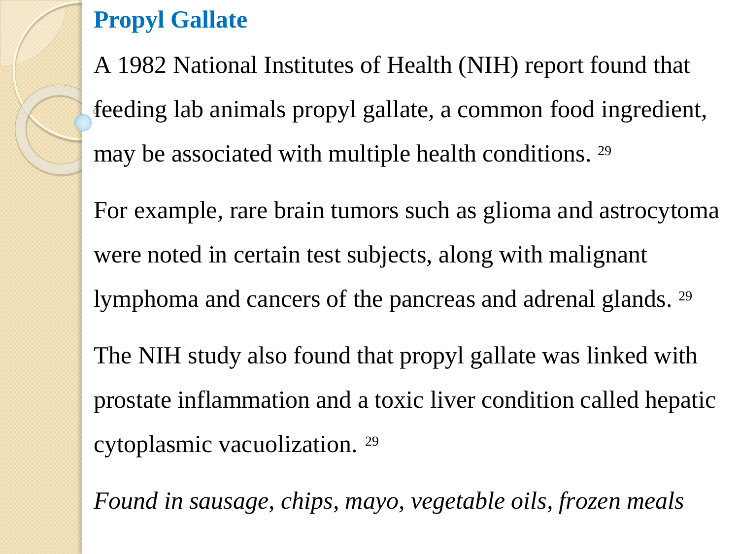## Propyl Gallate

A 1982 National Institutes of Health (NIH) report found that feeding lab animals propyl gallate, a common food ingredient, may be associated with multiple health conditions. [29]

For example, rare brain tumors such as glioma and astrocytoma were noted in certain test subjects, along with malignant lymphoma and cancers of the pancreas and adrenal glands. [29]

The NIH study also found that propyl gallate was linked with prostate inflammation and a toxic liver condition called hepatic cytoplasmic vacuolization. [29]

*Found in sausage, chips, mayo, vegetable oils, frozen meals*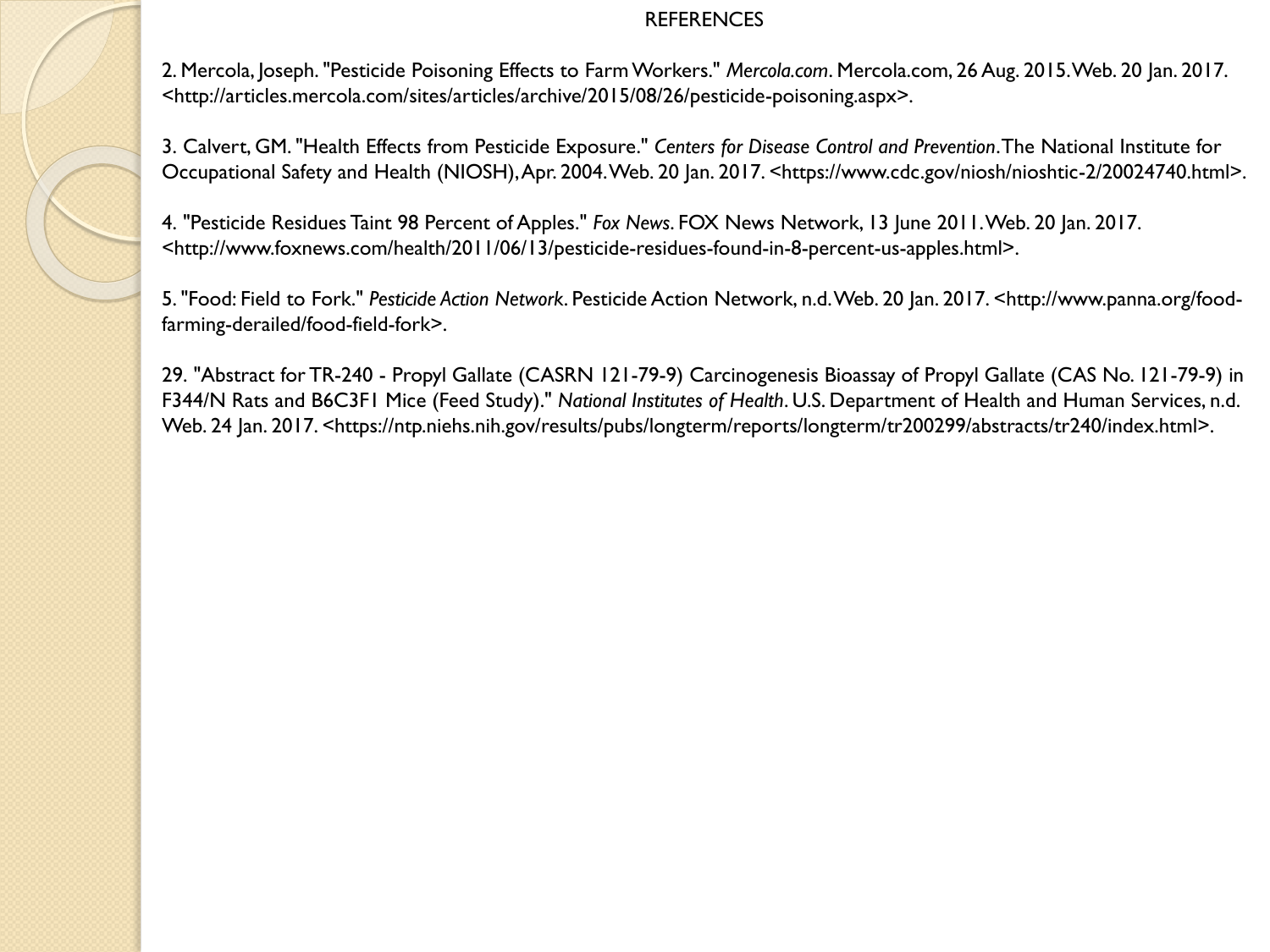# REFERENCES

2. Mercola, Joseph. "Pesticide Poisoning Effects to Farm Workers." *Mercola.com*. Mercola.com, 26 Aug. 2015. Web. 20 Jan. 2017. <http://articles.mercola.com/sites/articles/archive/2015/08/26/pesticide-poisoning.aspx>.

3. Calvert, GM. "Health Effects from Pesticide Exposure." *Centers for Disease Control and Prevention*. The National Institute for Occupational Safety and Health (NIOSH), Apr. 2004. Web. 20 Jan. 2017. <https://www.cdc.gov/niosh/nioshtic-2/20024740.html>.

4. "Pesticide Residues Taint 98 Percent of Apples." *Fox News*. FOX News Network, 13 June 2011. Web. 20 Jan. 2017. <http://www.foxnews.com/health/2011/06/13/pesticide-residues-found-in-8-percent-us-apples.html>.

5. "Food: Field to Fork." *Pesticide Action Network*. Pesticide Action Network, n.d. Web. 20 Jan. 2017. <http://www.panna.org/food-farming-derailed/food-field-fork>.

29. "Abstract for TR-240 - Propyl Gallate (CASRN 121-79-9) Carcinogenesis Bioassay of Propyl Gallate (CAS No. 121-79-9) in F344/N Rats and B6C3F1 Mice (Feed Study)." *National Institutes of Health*. U.S. Department of Health and Human Services, n.d. Web. 24 Jan. 2017. <https://ntp.niehs.nih.gov/results/pubs/longterm/reports/longterm/tr200299/abstracts/tr240/index.html>.